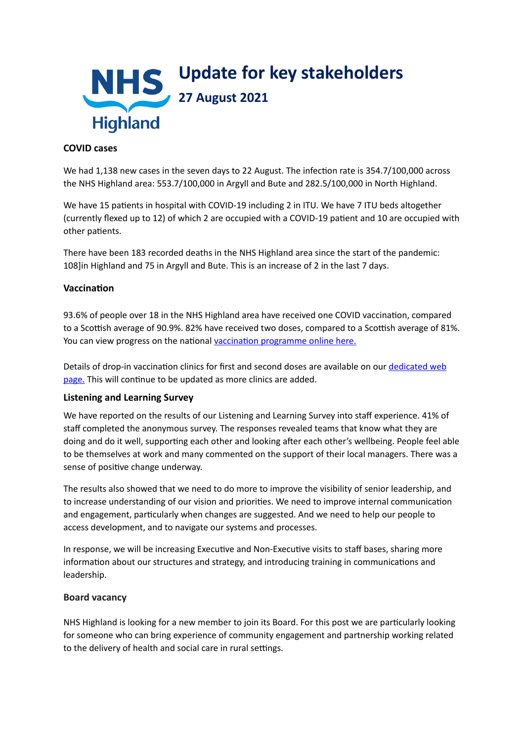NHS Highland

# Update for key stakeholders

## 27 August 2021

**COVID cases**

We had 1,138 new cases in the seven days to 22 August. The infection rate is 354.7/100,000 across the NHS Highland area: 553.7/100,000 in Argyll and Bute and 282.5/100,000 in North Highland.

We have 15 patients in hospital with COVID-19 including 2 in ITU. We have 7 ITU beds altogether (currently flexed up to 12) of which 2 are occupied with a COVID-19 patient and 10 are occupied with other patients.

There have been 183 recorded deaths in the NHS Highland area since the start of the pandemic: 108]in Highland and 75 in Argyll and Bute. This is an increase of 2 in the last 7 days.

**Vaccination**

93.6% of people over 18 in the NHS Highland area have received one COVID vaccination, compared to a Scottish average of 90.9%. 82% have received two doses, compared to a Scottish average of 81%. You can view progress on the national vaccination programme online here.

Details of drop-in vaccination clinics for first and second doses are available on our dedicated web page. This will continue to be updated as more clinics are added.

**Listening and Learning Survey**

We have reported on the results of our Listening and Learning Survey into staff experience. 41% of staff completed the anonymous survey. The responses revealed teams that know what they are doing and do it well, supporting each other and looking after each other's wellbeing. People feel able to be themselves at work and many commented on the support of their local managers. There was a sense of positive change underway.

The results also showed that we need to do more to improve the visibility of senior leadership, and to increase understanding of our vision and priorities. We need to improve internal communication and engagement, particularly when changes are suggested. And we need to help our people to access development, and to navigate our systems and processes.

In response, we will be increasing Executive and Non-Executive visits to staff bases, sharing more information about our structures and strategy, and introducing training in communications and leadership.

**Board vacancy**

NHS Highland is looking for a new member to join its Board. For this post we are particularly looking for someone who can bring experience of community engagement and partnership working related to the delivery of health and social care in rural settings.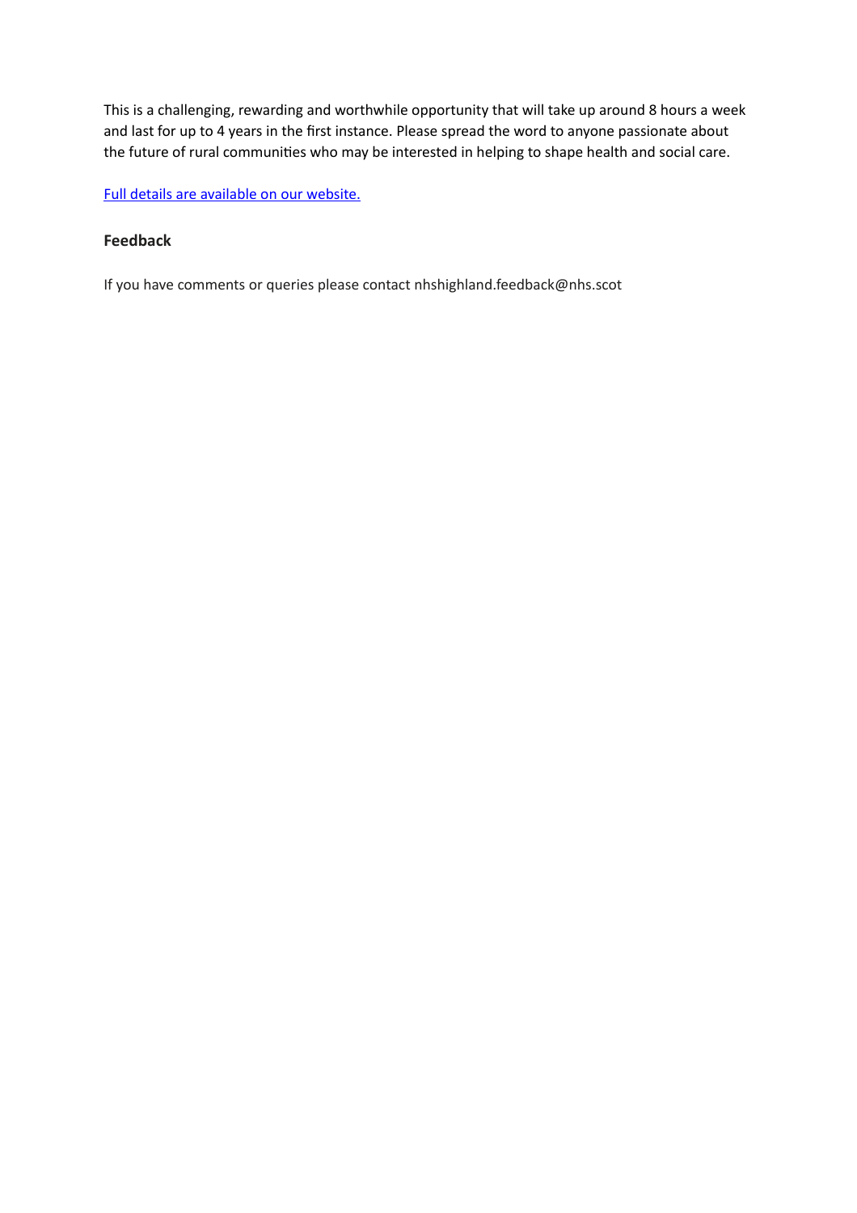This is a challenging, rewarding and worthwhile opportunity that will take up around 8 hours a week and last for up to 4 years in the first instance. Please spread the word to anyone passionate about the future of rural communities who may be interested in helping to shape health and social care.

Full details are available on our website.

**Feedback**

If you have comments or queries please contact nhshighland.feedback@nhs.scot